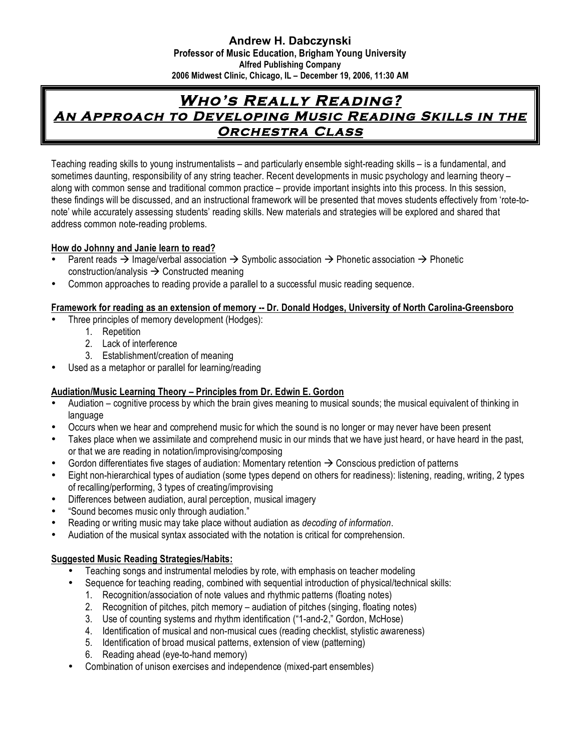**Andrew H. Dabczynski**
**Professor of Music Education, Brigham Young University**
**Alfred Publishing Company**
**2006 Midwest Clinic, Chicago, IL – December 19, 2006, 11:30 AM**

# *Who's Really Reading?* An Approach to Developing Music Reading Skills in the Orchestra Class

Teaching reading skills to young instrumentalists – and particularly ensemble sight-reading skills – is a fundamental, and sometimes daunting, responsibility of any string teacher. Recent developments in music psychology and learning theory – along with common sense and traditional common practice – provide important insights into this process. In this session, these findings will be discussed, and an instructional framework will be presented that moves students effectively from 'rote-to-note' while accurately assessing students' reading skills. New materials and strategies will be explored and shared that address common note-reading problems.

**How do Johnny and Janie learn to read?**

- Parent reads → Image/verbal association → Symbolic association → Phonetic association → Phonetic construction/analysis → Constructed meaning
- Common approaches to reading provide a parallel to a successful music reading sequence.

**Framework for reading as an extension of memory -- Dr. Donald Hodges, University of North Carolina-Greensboro**

- Three principles of memory development (Hodges):
  1. Repetition
  2. Lack of interference
  3. Establishment/creation of meaning
- Used as a metaphor or parallel for learning/reading

**Audiation/Music Learning Theory – Principles from Dr. Edwin E. Gordon**

- Audiation – cognitive process by which the brain gives meaning to musical sounds; the musical equivalent of thinking in language
- Occurs when we hear and comprehend music for which the sound is no longer or may never have been present
- Takes place when we assimilate and comprehend music in our minds that we have just heard, or have heard in the past, or that we are reading in notation/improvising/composing
- Gordon differentiates five stages of audiation: Momentary retention → Conscious prediction of patterns
- Eight non-hierarchical types of audiation (some types depend on others for readiness): listening, reading, writing, 2 types of recalling/performing, 3 types of creating/improvising
- Differences between audiation, aural perception, musical imagery
- "Sound becomes music only through audiation."
- Reading or writing music may take place without audiation as *decoding of information*.
- Audiation of the musical syntax associated with the notation is critical for comprehension.

**Suggested Music Reading Strategies/Habits:**

- Teaching songs and instrumental melodies by rote, with emphasis on teacher modeling
- Sequence for teaching reading, combined with sequential introduction of physical/technical skills:
  1. Recognition/association of note values and rhythmic patterns (floating notes)
  2. Recognition of pitches, pitch memory – audiation of pitches (singing, floating notes)
  3. Use of counting systems and rhythm identification ("1-and-2," Gordon, McHose)
  4. Identification of musical and non-musical cues (reading checklist, stylistic awareness)
  5. Identification of broad musical patterns, extension of view (patterning)
  6. Reading ahead (eye-to-hand memory)
- Combination of unison exercises and independence (mixed-part ensembles)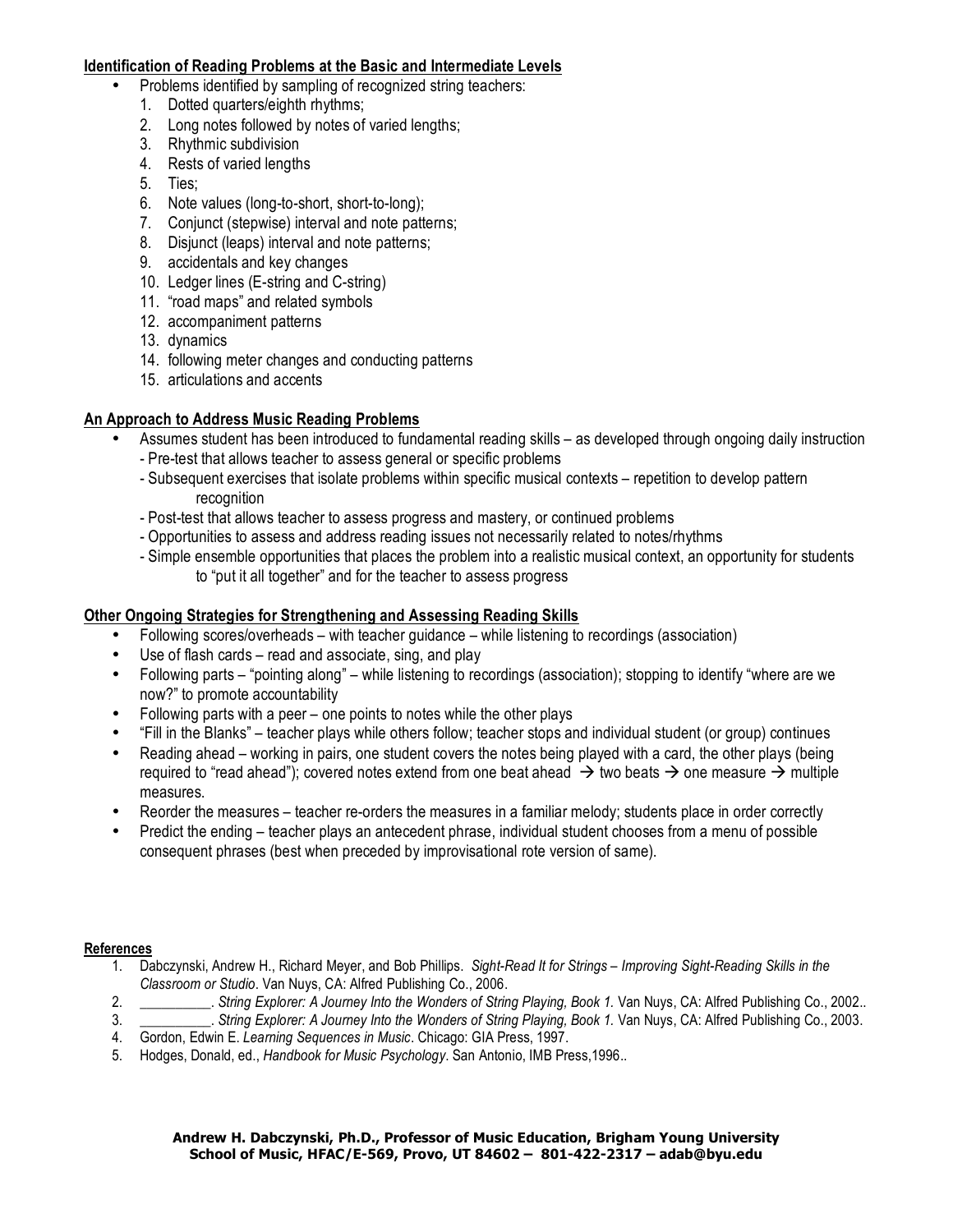**Identification of Reading Problems at the Basic and Intermediate Levels**

- Problems identified by sampling of recognized string teachers:
  1. Dotted quarters/eighth rhythms;
  2. Long notes followed by notes of varied lengths;
  3. Rhythmic subdivision
  4. Rests of varied lengths
  5. Ties;
  6. Note values (long-to-short, short-to-long);
  7. Conjunct (stepwise) interval and note patterns;
  8. Disjunct (leaps) interval and note patterns;
  9. accidentals and key changes
  10. Ledger lines (E-string and C-string)
  11. "road maps" and related symbols
  12. accompaniment patterns
  13. dynamics
  14. following meter changes and conducting patterns
  15. articulations and accents

**An Approach to Address Music Reading Problems**

- Assumes student has been introduced to fundamental reading skills – as developed through ongoing daily instruction
  - Pre-test that allows teacher to assess general or specific problems
  - Subsequent exercises that isolate problems within specific musical contexts – repetition to develop pattern recognition
  - Post-test that allows teacher to assess progress and mastery, or continued problems
  - Opportunities to assess and address reading issues not necessarily related to notes/rhythms
  - Simple ensemble opportunities that places the problem into a realistic musical context, an opportunity for students to "put it all together" and for the teacher to assess progress

**Other Ongoing Strategies for Strengthening and Assessing Reading Skills**

- Following scores/overheads – with teacher guidance – while listening to recordings (association)
- Use of flash cards – read and associate, sing, and play
- Following parts – "pointing along" – while listening to recordings (association); stopping to identify "where are we now?" to promote accountability
- Following parts with a peer – one points to notes while the other plays
- "Fill in the Blanks" – teacher plays while others follow; teacher stops and individual student (or group) continues
- Reading ahead – working in pairs, one student covers the notes being played with a card, the other plays (being required to "read ahead"); covered notes extend from one beat ahead → two beats → one measure → multiple measures.
- Reorder the measures – teacher re-orders the measures in a familiar melody; students place in order correctly
- Predict the ending – teacher plays an antecedent phrase, individual student chooses from a menu of possible consequent phrases (best when preceded by improvisational rote version of same).

**References**

1. Dabczynski, Andrew H., Richard Meyer, and Bob Phillips. *Sight-Read It for Strings – Improving Sight-Reading Skills in the Classroom or Studio*. Van Nuys, CA: Alfred Publishing Co., 2006.
2. __________. *String Explorer: A Journey Into the Wonders of String Playing, Book 1.* Van Nuys, CA: Alfred Publishing Co., 2002..
3. __________. *String Explorer: A Journey Into the Wonders of String Playing, Book 1.* Van Nuys, CA: Alfred Publishing Co., 2003.
4. Gordon, Edwin E. *Learning Sequences in Music*. Chicago: GIA Press, 1997.
5. Hodges, Donald, ed., *Handbook for Music Psychology*. San Antonio, IMB Press,1996..

**Andrew H. Dabczynski, Ph.D., Professor of Music Education, Brigham Young University**
**School of Music, HFAC/E-569, Provo, UT 84602 – 801-422-2317 – adab@byu.edu**